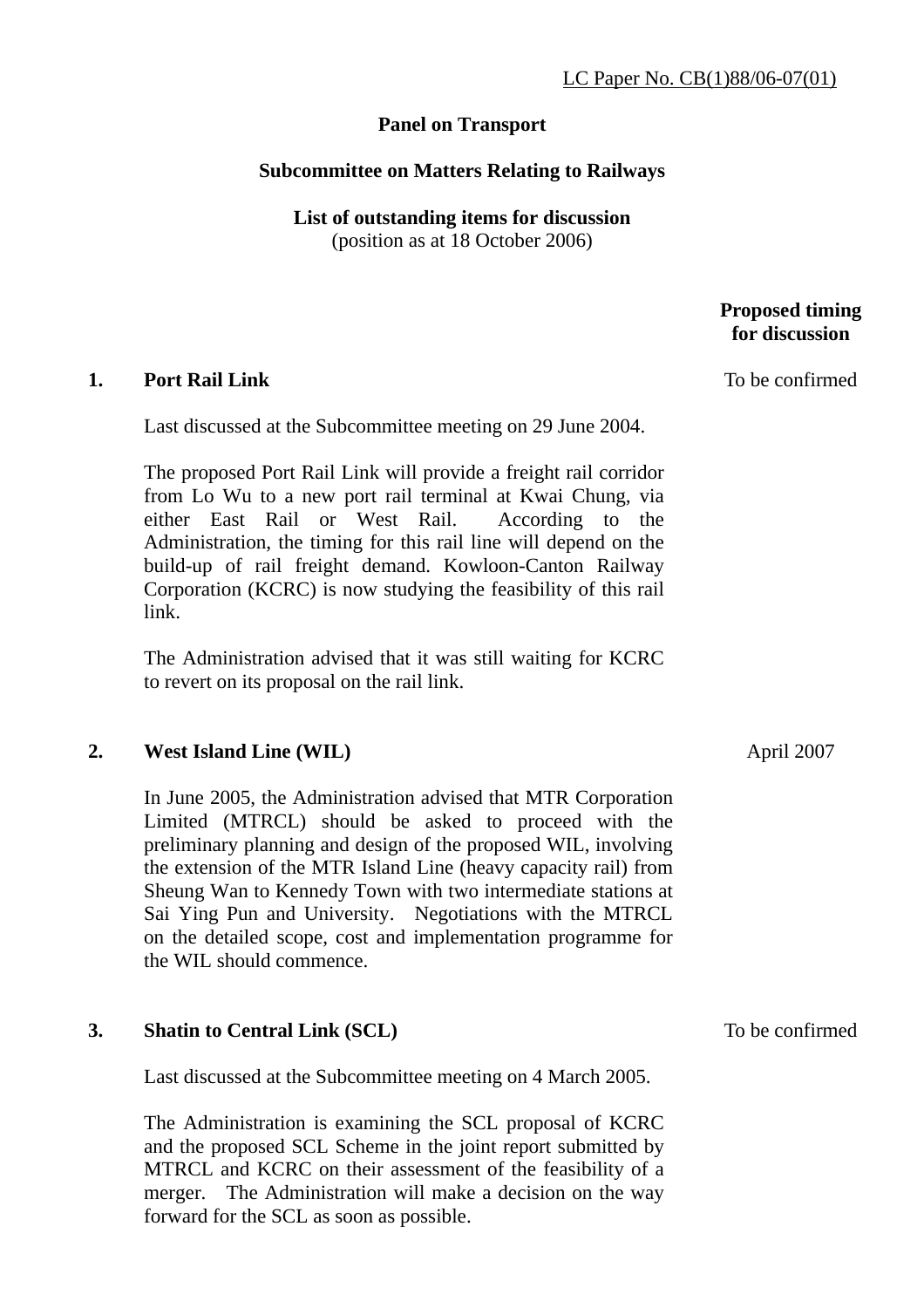LC Paper No. CB(1)88/06-07(01)

**Panel on Transport**

**Subcommittee on Matters Relating to Railways**

**List of outstanding items for discussion**
(position as at 18 October 2006)

**Proposed timing for discussion**

**1. Port Rail Link** — To be confirmed

Last discussed at the Subcommittee meeting on 29 June 2004.

The proposed Port Rail Link will provide a freight rail corridor from Lo Wu to a new port rail terminal at Kwai Chung, via either East Rail or West Rail. According to the Administration, the timing for this rail line will depend on the build-up of rail freight demand. Kowloon-Canton Railway Corporation (KCRC) is now studying the feasibility of this rail link.

The Administration advised that it was still waiting for KCRC to revert on its proposal on the rail link.

**2. West Island Line (WIL)** — April 2007

In June 2005, the Administration advised that MTR Corporation Limited (MTRCL) should be asked to proceed with the preliminary planning and design of the proposed WIL, involving the extension of the MTR Island Line (heavy capacity rail) from Sheung Wan to Kennedy Town with two intermediate stations at Sai Ying Pun and University. Negotiations with the MTRCL on the detailed scope, cost and implementation programme for the WIL should commence.

**3. Shatin to Central Link (SCL)** — To be confirmed

Last discussed at the Subcommittee meeting on 4 March 2005.

The Administration is examining the SCL proposal of KCRC and the proposed SCL Scheme in the joint report submitted by MTRCL and KCRC on their assessment of the feasibility of a merger. The Administration will make a decision on the way forward for the SCL as soon as possible.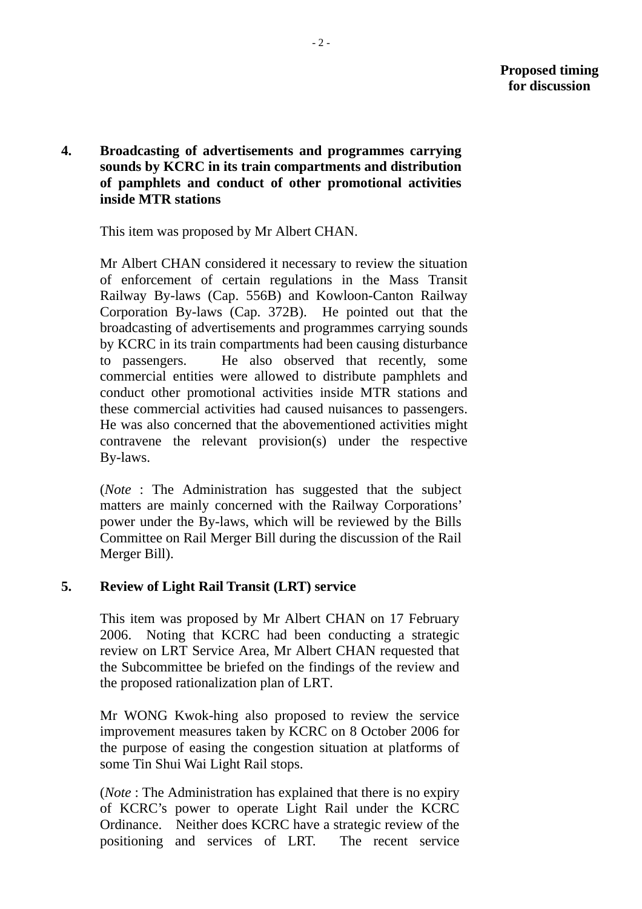**Proposed timing for discussion**

**4. Broadcasting of advertisements and programmes carrying sounds by KCRC in its train compartments and distribution of pamphlets and conduct of other promotional activities inside MTR stations**

This item was proposed by Mr Albert CHAN.

Mr Albert CHAN considered it necessary to review the situation of enforcement of certain regulations in the Mass Transit Railway By-laws (Cap. 556B) and Kowloon-Canton Railway Corporation By-laws (Cap. 372B). He pointed out that the broadcasting of advertisements and programmes carrying sounds by KCRC in its train compartments had been causing disturbance to passengers. He also observed that recently, some commercial entities were allowed to distribute pamphlets and conduct other promotional activities inside MTR stations and these commercial activities had caused nuisances to passengers. He was also concerned that the abovementioned activities might contravene the relevant provision(s) under the respective By-laws.

(*Note* : The Administration has suggested that the subject matters are mainly concerned with the Railway Corporations' power under the By-laws, which will be reviewed by the Bills Committee on Rail Merger Bill during the discussion of the Rail Merger Bill).

**5. Review of Light Rail Transit (LRT) service**

This item was proposed by Mr Albert CHAN on 17 February 2006. Noting that KCRC had been conducting a strategic review on LRT Service Area, Mr Albert CHAN requested that the Subcommittee be briefed on the findings of the review and the proposed rationalization plan of LRT.

Mr WONG Kwok-hing also proposed to review the service improvement measures taken by KCRC on 8 October 2006 for the purpose of easing the congestion situation at platforms of some Tin Shui Wai Light Rail stops.

(*Note* : The Administration has explained that there is no expiry of KCRC's power to operate Light Rail under the KCRC Ordinance. Neither does KCRC have a strategic review of the positioning and services of LRT. The recent service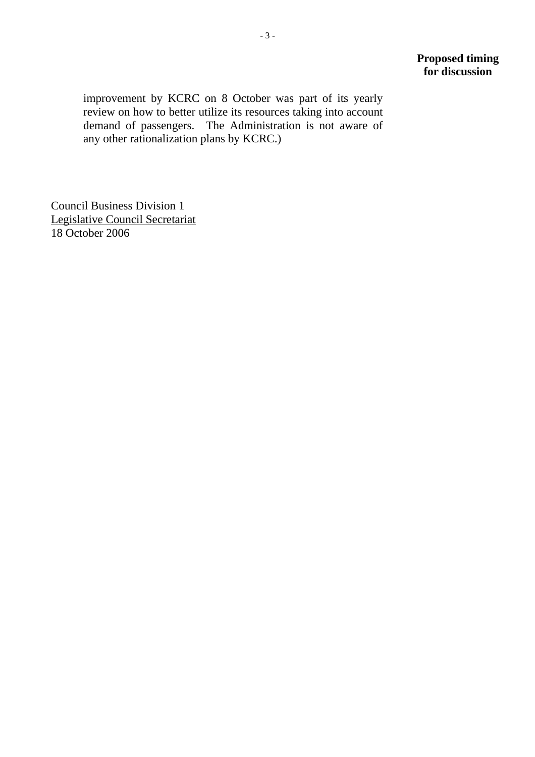**Proposed timing for discussion**

improvement by KCRC on 8 October was part of its yearly review on how to better utilize its resources taking into account demand of passengers. The Administration is not aware of any other rationalization plans by KCRC.)

Council Business Division 1
Legislative Council Secretariat
18 October 2006